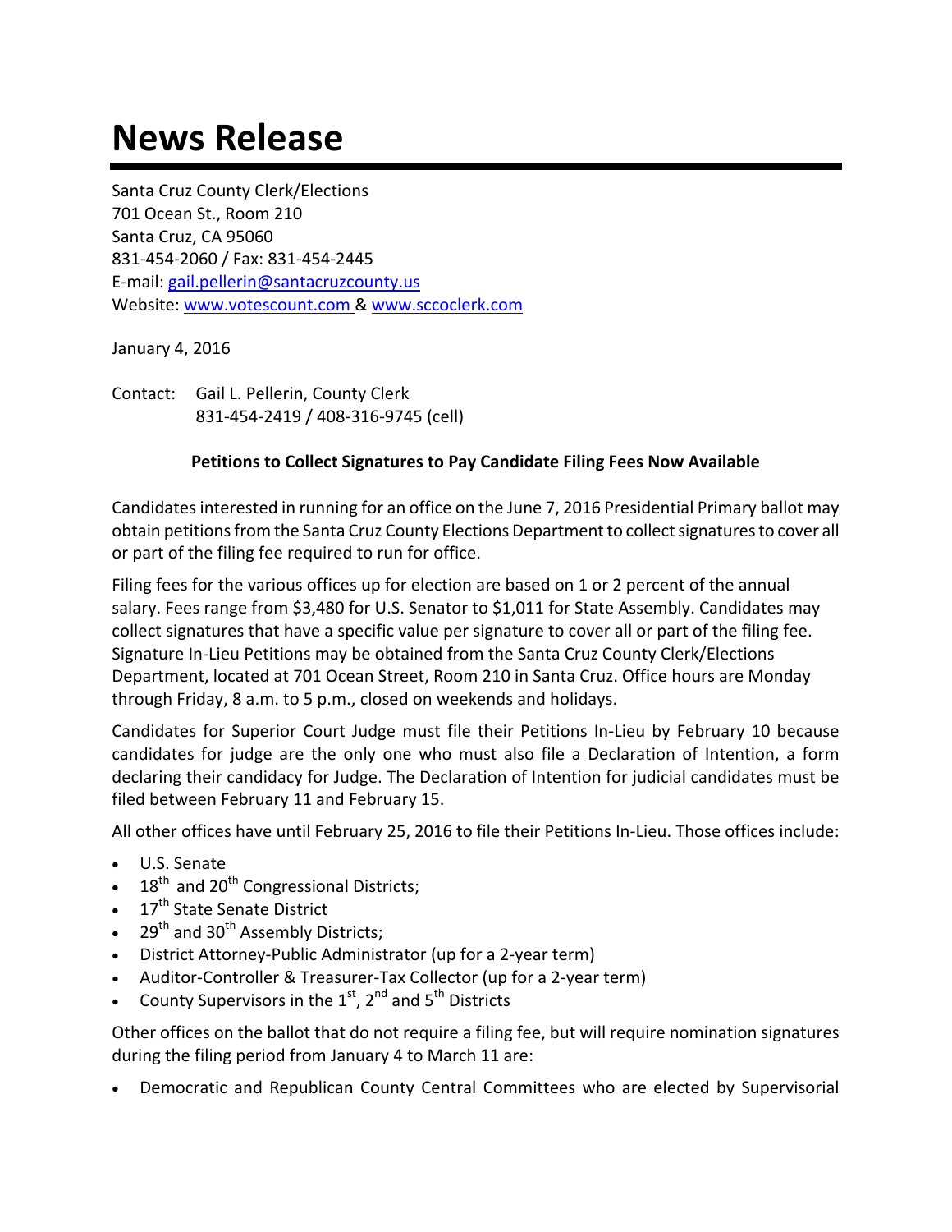# News Release

Santa Cruz County Clerk/Elections
701 Ocean St., Room 210
Santa Cruz, CA 95060
831-454-2060 / Fax: 831-454-2445
E-mail: gail.pellerin@santacruzcounty.us
Website: www.votescount.com & www.sccoclerk.com

January 4, 2016

Contact: Gail L. Pellerin, County Clerk
831-454-2419 / 408-316-9745 (cell)

**Petitions to Collect Signatures to Pay Candidate Filing Fees Now Available**

Candidates interested in running for an office on the June 7, 2016 Presidential Primary ballot may obtain petitions from the Santa Cruz County Elections Department to collect signatures to cover all or part of the filing fee required to run for office.

Filing fees for the various offices up for election are based on 1 or 2 percent of the annual salary. Fees range from $3,480 for U.S. Senator to $1,011 for State Assembly. Candidates may collect signatures that have a specific value per signature to cover all or part of the filing fee. Signature In-Lieu Petitions may be obtained from the Santa Cruz County Clerk/Elections Department, located at 701 Ocean Street, Room 210 in Santa Cruz. Office hours are Monday through Friday, 8 a.m. to 5 p.m., closed on weekends and holidays.

Candidates for Superior Court Judge must file their Petitions In-Lieu by February 10 because candidates for judge are the only one who must also file a Declaration of Intention, a form declaring their candidacy for Judge. The Declaration of Intention for judicial candidates must be filed between February 11 and February 15.

All other offices have until February 25, 2016 to file their Petitions In-Lieu. Those offices include:

- U.S. Senate
- 18th and 20th Congressional Districts;
- 17th State Senate District
- 29th and 30th Assembly Districts;
- District Attorney-Public Administrator (up for a 2-year term)
- Auditor-Controller & Treasurer-Tax Collector (up for a 2-year term)
- County Supervisors in the 1st, 2nd and 5th Districts

Other offices on the ballot that do not require a filing fee, but will require nomination signatures during the filing period from January 4 to March 11 are:

- Democratic and Republican County Central Committees who are elected by Supervisorial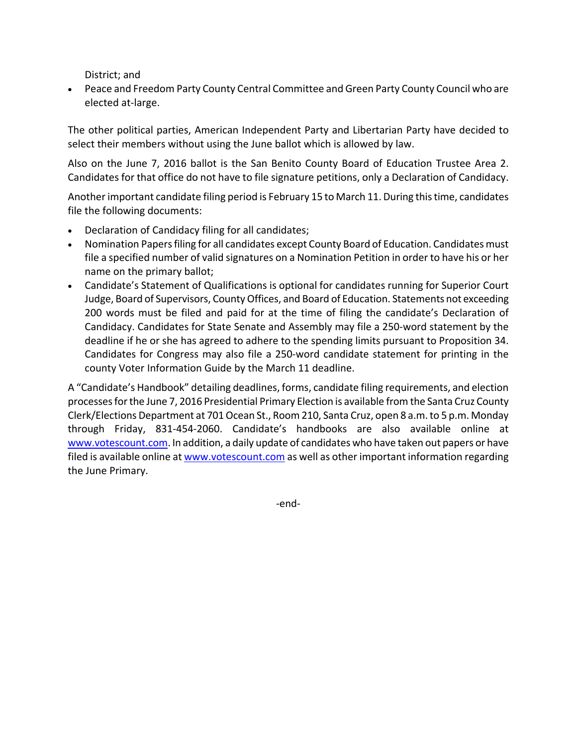District; and

- Peace and Freedom Party County Central Committee and Green Party County Council who are elected at-large.

The other political parties, American Independent Party and Libertarian Party have decided to select their members without using the June ballot which is allowed by law.

Also on the June 7, 2016 ballot is the San Benito County Board of Education Trustee Area 2. Candidates for that office do not have to file signature petitions, only a Declaration of Candidacy.

Another important candidate filing period is February 15 to March 11. During this time, candidates file the following documents:

- Declaration of Candidacy filing for all candidates;
- Nomination Papers filing for all candidates except County Board of Education. Candidates must file a specified number of valid signatures on a Nomination Petition in order to have his or her name on the primary ballot;
- Candidate's Statement of Qualifications is optional for candidates running for Superior Court Judge, Board of Supervisors, County Offices, and Board of Education. Statements not exceeding 200 words must be filed and paid for at the time of filing the candidate's Declaration of Candidacy. Candidates for State Senate and Assembly may file a 250-word statement by the deadline if he or she has agreed to adhere to the spending limits pursuant to Proposition 34. Candidates for Congress may also file a 250-word candidate statement for printing in the county Voter Information Guide by the March 11 deadline.

A "Candidate's Handbook" detailing deadlines, forms, candidate filing requirements, and election processes for the June 7, 2016 Presidential Primary Election is available from the Santa Cruz County Clerk/Elections Department at 701 Ocean St., Room 210, Santa Cruz, open 8 a.m. to 5 p.m. Monday through Friday, 831-454-2060. Candidate's handbooks are also available online at [www.votescount.com](http://www.votescount.com). In addition, a daily update of candidates who have taken out papers or have filed is available online at [www.votescount.com](http://www.votescount.com) as well as other important information regarding the June Primary.

-end-